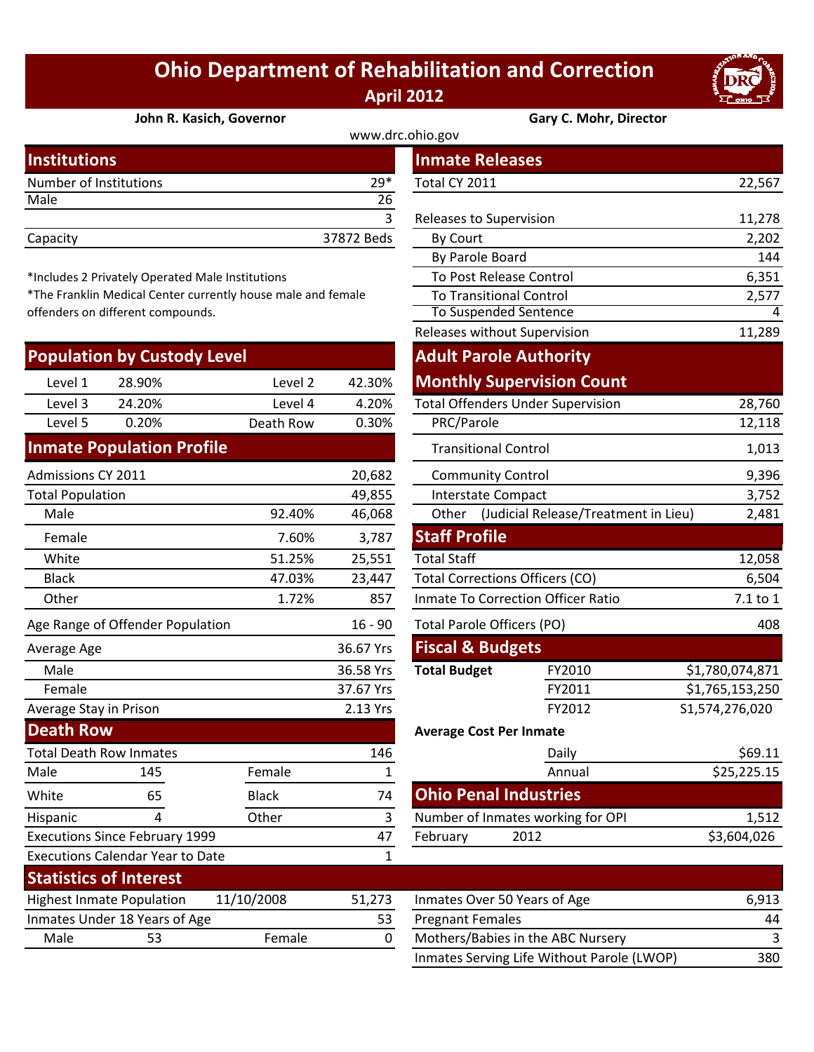# Ohio Department of Rehabilitation and Correction

## April 2012

**John R. Kasich, Governor** — **Gary C. Mohr, Director**

www.drc.ohio.gov

## Institutions

| | |
|---|---|
| Number of Institutions | 29* |
| Male | 26 |
| | 3 |
| Capacity | 37872 Beds |

*Includes 2 Privately Operated Male Institutions

*The Franklin Medical Center currently house male and female offenders on different compounds.

## Population by Custody Level

| | | | |
|---|---|---|---|
| Level 1 | 28.90% | Level 2 | 42.30% |
| Level 3 | 24.20% | Level 4 | 4.20% |
| Level 5 | 0.20% | Death Row | 0.30% |

## Inmate Population Profile

| | | |
|---|---|---|
| Admissions CY 2011 | | 20,682 |
| Total Population | | 49,855 |
| Male | 92.40% | 46,068 |
| Female | 7.60% | 3,787 |
| White | 51.25% | 25,551 |
| Black | 47.03% | 23,447 |
| Other | 1.72% | 857 |
| Age Range of Offender Population | | 16 - 90 |
| Average Age | | 36.67 Yrs |
| Male | | 36.58 Yrs |
| Female | | 37.67 Yrs |
| Average Stay in Prison | | 2.13 Yrs |

## Death Row

| | | | |
|---|---|---|---|
| Total Death Row Inmates | | | 146 |
| Male | 145 | Female | 1 |
| White | 65 | Black | 74 |
| Hispanic | 4 | Other | 3 |
| Executions Since February 1999 | | | 47 |
| Executions Calendar Year to Date | | | 1 |

## Inmate Releases

| | |
|---|---|
| Total CY 2011 | 22,567 |
| Releases to Supervision | 11,278 |
| By Court | 2,202 |
| By Parole Board | 144 |
| To Post Release Control | 6,351 |
| To Transitional Control | 2,577 |
| To Suspended Sentence | 4 |
| Releases without Supervision | 11,289 |

## Adult Parole Authority Monthly Supervision Count

| | |
|---|---|
| Total Offenders Under Supervision | 28,760 |
| PRC/Parole | 12,118 |
| Transitional Control | 1,013 |
| Community Control | 9,396 |
| Interstate Compact | 3,752 |
| Other (Judicial Release/Treatment in Lieu) | 2,481 |

## Staff Profile

| | |
|---|---|
| Total Staff | 12,058 |
| Total Corrections Officers (CO) | 6,504 |
| Inmate To Correction Officer Ratio | 7.1 to 1 |
| Total Parole Officers (PO) | 408 |

## Fiscal & Budgets

| | | |
|---|---|---|
| **Total Budget** | FY2010 | $1,780,074,871 |
| | FY2011 | $1,765,153,250 |
| | FY2012 | S1,574,276,020 |

**Average Cost Per Inmate**

| | |
|---|---|
| Daily | $69.11 |
| Annual | $25,225.15 |

## Ohio Penal Industries

| | | |
|---|---|---|
| Number of Inmates working for OPI | | 1,512 |
| February | 2012 | $3,604,026 |

## Statistics of Interest

| | | | |
|---|---|---|---|
| Highest Inmate Population | 11/10/2008 | | 51,273 |
| Inmates Under 18 Years of Age | | | 53 |
| Male | 53 | Female | 0 |

| | |
|---|---|
| Inmates Over 50 Years of Age | 6,913 |
| Pregnant Females | 44 |
| Mothers/Babies in the ABC Nursery | 3 |
| Inmates Serving Life Without Parole (LWOP) | 380 |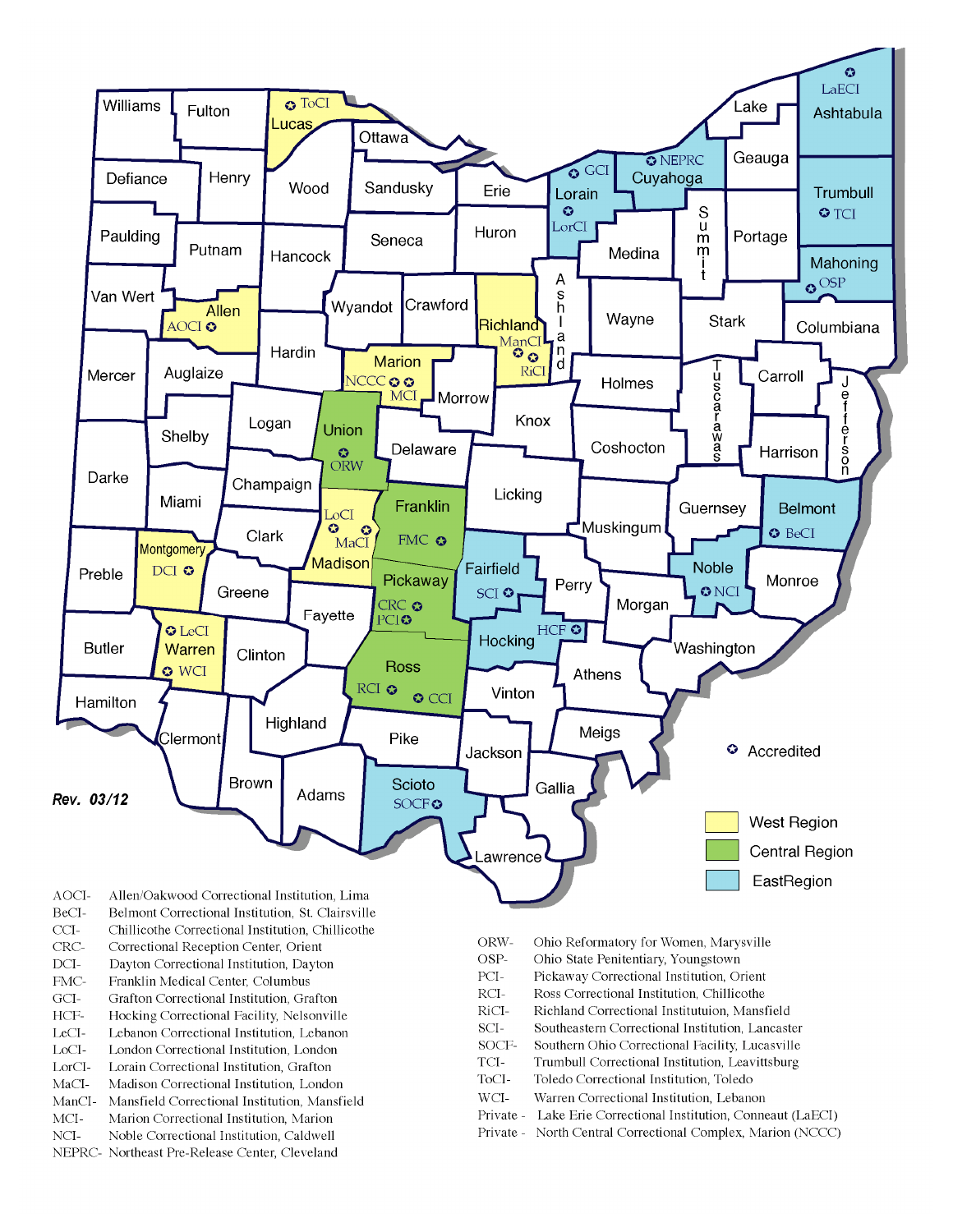Rev. 03/12

✪ Accredited

- West Region
- Central Region
- East Region

| | |
|---|---|
| AOCI- | Allen/Oakwood Correctional Institution, Lima |
| BeCI- | Belmont Correctional Institution, St. Clairsville |
| CCI- | Chillicothe Correctional Institution, Chillicothe |
| CRC- | Correctional Reception Center, Orient |
| DCI- | Dayton Correctional Institution, Dayton |
| FMC- | Franklin Medical Center, Columbus |
| GCI- | Grafton Correctional Institution, Grafton |
| HCF- | Hocking Correctional Facility, Nelsonville |
| LeCI- | Lebanon Correctional Institution, Lebanon |
| LoCI- | London Correctional Institution, London |
| LorCI- | Lorain Correctional Institution, Grafton |
| MaCI- | Madison Correctional Institution, London |
| ManCI- | Mansfield Correctional Institution, Mansfield |
| MCI- | Marion Correctional Institution, Marion |
| NCI- | Noble Correctional Institution, Caldwell |
| NEPRC- | Northeast Pre-Release Center, Cleveland |
| ORW- | Ohio Reformatory for Women, Marysville |
| OSP- | Ohio State Penitentiary, Youngstown |
| PCI- | Pickaway Correctional Institution, Orient |
| RCI- | Ross Correctional Institution, Chillicothe |
| RiCI- | Richland Correctional Instituttuion, Mansfield |
| SCI- | Southeastern Correctional Institution, Lancaster |
| SOCF- | Southern Ohio Correctional Facility, Lucasville |
| TCI- | Trumbull Correctional Institution, Leavittsburg |
| ToCI- | Toledo Correctional Institution, Toledo |
| WCI- | Warren Correctional Institution, Lebanon |
| Private - | Lake Erie Correctional Institution, Conneaut (LaECI) |
| Private - | North Central Correctional Complex, Marion (NCCC) |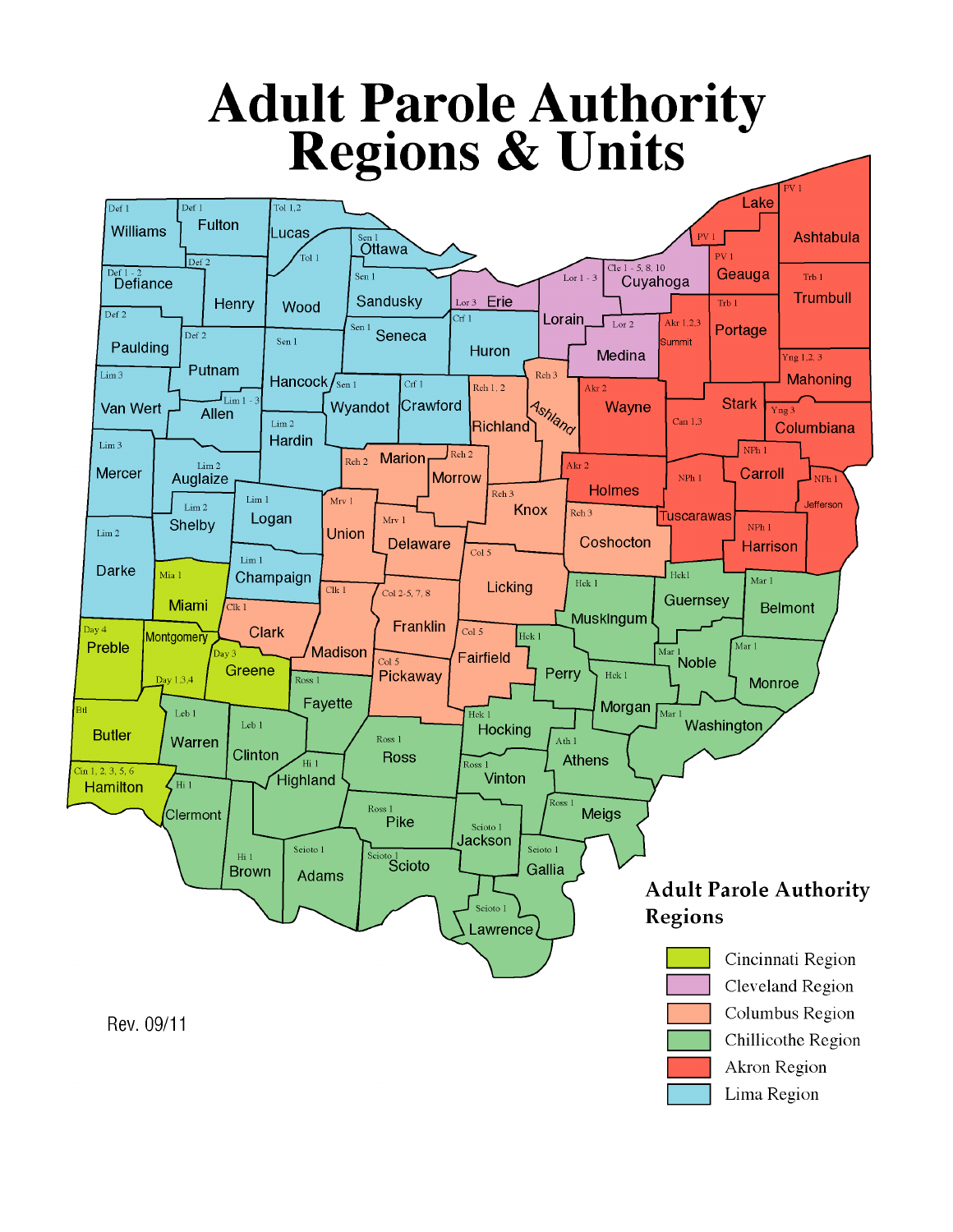# Adult Parole Authority Regions & Units

Def 1 Williams
Def 1 Fulton
Tol 1,2 Lucas
Sen 1 Ottawa
Def 1 - 2 Defiance
Def 2 Henry
Tol 1 Wood
Sen 1 Sandusky
Lor 3 Erie
Lor 1 - 3 Lorain
Cle 1 - 5, 8, 10 Cuyahoga
PV 1 Lake
PV 1 Geauga
PV 1 Ashtabula
Trb 1 Trumbull
Def 2 Paulding
Def 2 Putnam
Sen 1 Hancock
Sen 1 Seneca
Crf 1 Huron
Lor 2 Medina
Akr 1,2,3 Summit
Trb 1 Portage
Yng 1,2, 3 Mahoning
Lim 3 Van Wert
Lim 1 - 3 Allen
Sen 1 Wyandot
Crf 1 Crawford
Rch 1, 2 Richland
Rch 3 Ashland
Akr 2 Wayne
Can 1,3 Stark
Yng 3 Columbiana
Lim 3 Mercer
Lim 2 Auglaize
Lim 2 Hardin
Rch 2 Marion
Rch 2 Morrow
Akr 2 Holmes
NPh 1 Tuscarawas
NPh 1 Carroll
NPh 1 Jefferson
Lim 2 Shelby
Lim 1 Logan
Mrv 1 Union
Mrv 1 Delaware
Rch 3 Knox
Rch 3 Coshocton
NPh 1 Harrison
Lim 2 Darke
Mia 1 Miami
Lim 1 Champaign
Col 5 Licking
Hck 1 Muskingum
Hck1 Guernsey
Mar 1 Belmont
Clk 1 Clark
Clk 1 Madison
Col 2-5, 7, 8 Franklin
Col 5 Fairfield
Hck 1 Perry
Mar 1 Noble
Mar 1 Monroe
Day 4 Preble
Montgomery Day 1,3,4
Day 3 Greene
Ross 1 Fayette
Col 5 Pickaway
Hck 1 Morgan
Mar 1 Washington
Btl Butler
Leb 1 Warren
Leb 1 Clinton
Hck 1 Hocking
Ath 1 Athens
Cin 1, 2, 3, 5, 6 Hamilton
Hi 1 Clermont
Hi 1 Highland
Ross 1 Ross
Ross 1 Vinton
Ross 1 Meigs
Ross 1 Pike
Sciota 1 Jackson
Sciota 1 Gallia
Hi 1 Brown
Sciota 1 Adams
Sciota 1 Scioto
Sciota 1 Lawrence

**Adult Parole Authority Regions**

- Cincinnati Region
- Cleveland Region
- Columbus Region
- Chillicothe Region
- Akron Region
- Lima Region

Rev. 09/11